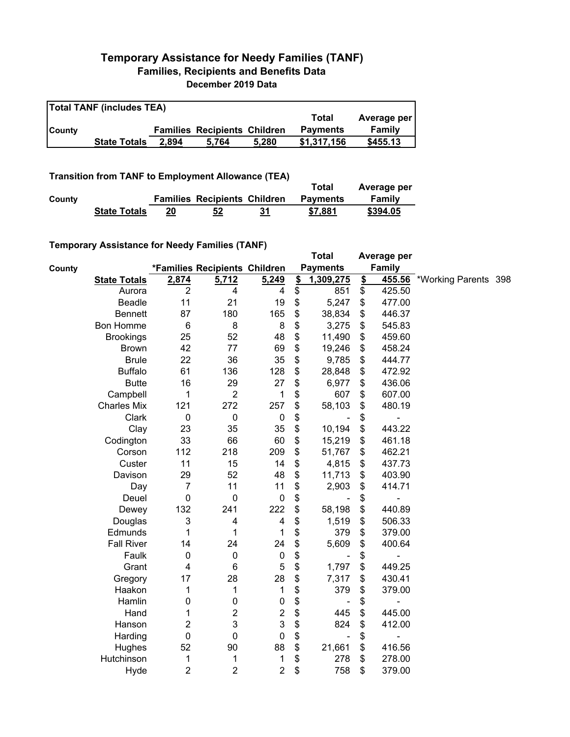# Temporary Assistance for Needy Families (TANF)

## Families, Recipients and Benefits Data

### December 2019 Data

**Total TANF (includes TEA)**

| County | | Families | Recipients | Children | Total Payments | Average per Family |
|---|---|---|---|---|---|---|
| | **State Totals** | **2,894** | **5,764** | **5,280** | **$1,317,156** | **$455.13** |

**Transition from TANF to Employment Allowance (TEA)**

| County | | Families | Recipients | Children | Total Payments | Average per Family |
|---|---|---|---|---|---|---|
| | **State Totals** | **20** | **52** | **31** | **$7,881** | **$394.05** |

**Temporary Assistance for Needy Families (TANF)**

| County | | *Families | Recipients | Children | Total Payments | Average per Family | |
|---|---|---|---|---|---|---|---|
| | **State Totals** | **2,874** | **5,712** | **5,249** | **$ 1,309,275** | **$ 455.56** | *Working Parents 398 |
| | Aurora | 2 | 4 | 4 | $ 851 | $ 425.50 | |
| | Beadle | 11 | 21 | 19 | $ 5,247 | $ 477.00 | |
| | Bennett | 87 | 180 | 165 | $ 38,834 | $ 446.37 | |
| | Bon Homme | 6 | 8 | 8 | $ 3,275 | $ 545.83 | |
| | Brookings | 25 | 52 | 48 | $ 11,490 | $ 459.60 | |
| | Brown | 42 | 77 | 69 | $ 19,246 | $ 458.24 | |
| | Brule | 22 | 36 | 35 | $ 9,785 | $ 444.77 | |
| | Buffalo | 61 | 136 | 128 | $ 28,848 | $ 472.92 | |
| | Butte | 16 | 29 | 27 | $ 6,977 | $ 436.06 | |
| | Campbell | 1 | 2 | 1 | $ 607 | $ 607.00 | |
| | Charles Mix | 121 | 272 | 257 | $ 58,103 | $ 480.19 | |
| | Clark | 0 | 0 | 0 | $ - | $ - | |
| | Clay | 23 | 35 | 35 | $ 10,194 | $ 443.22 | |
| | Codington | 33 | 66 | 60 | $ 15,219 | $ 461.18 | |
| | Corson | 112 | 218 | 209 | $ 51,767 | $ 462.21 | |
| | Custer | 11 | 15 | 14 | $ 4,815 | $ 437.73 | |
| | Davison | 29 | 52 | 48 | $ 11,713 | $ 403.90 | |
| | Day | 7 | 11 | 11 | $ 2,903 | $ 414.71 | |
| | Deuel | 0 | 0 | 0 | $ - | $ - | |
| | Dewey | 132 | 241 | 222 | $ 58,198 | $ 440.89 | |
| | Douglas | 3 | 4 | 4 | $ 1,519 | $ 506.33 | |
| | Edmunds | 1 | 1 | 1 | $ 379 | $ 379.00 | |
| | Fall River | 14 | 24 | 24 | $ 5,609 | $ 400.64 | |
| | Faulk | 0 | 0 | 0 | $ - | $ - | |
| | Grant | 4 | 6 | 5 | $ 1,797 | $ 449.25 | |
| | Gregory | 17 | 28 | 28 | $ 7,317 | $ 430.41 | |
| | Haakon | 1 | 1 | 1 | $ 379 | $ 379.00 | |
| | Hamlin | 0 | 0 | 0 | $ - | $ - | |
| | Hand | 1 | 2 | 2 | $ 445 | $ 445.00 | |
| | Hanson | 2 | 3 | 3 | $ 824 | $ 412.00 | |
| | Harding | 0 | 0 | 0 | $ - | $ - | |
| | Hughes | 52 | 90 | 88 | $ 21,661 | $ 416.56 | |
| | Hutchinson | 1 | 1 | 1 | $ 278 | $ 278.00 | |
| | Hyde | 2 | 2 | 2 | $ 758 | $ 379.00 | |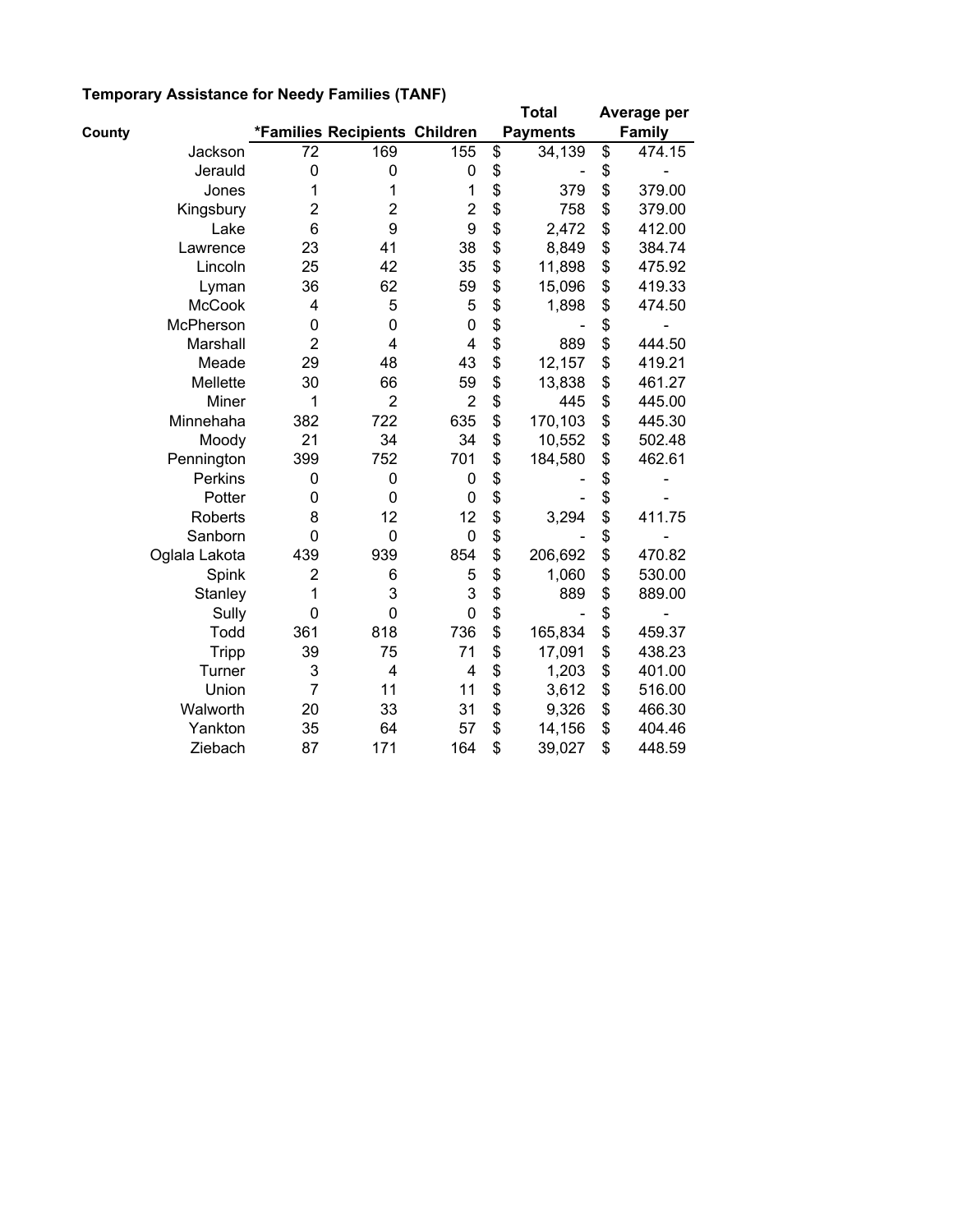**Temporary Assistance for Needy Families (TANF)**

| County | *Families | Recipients | Children | Total Payments | Average per Family |
|---|---|---|---|---|---|
| Jackson | 72 | 169 | 155 | $ 34,139 | $ 474.15 |
| Jerauld | 0 | 0 | 0 | $ - | $ - |
| Jones | 1 | 1 | 1 | $ 379 | $ 379.00 |
| Kingsbury | 2 | 2 | 2 | $ 758 | $ 379.00 |
| Lake | 6 | 9 | 9 | $ 2,472 | $ 412.00 |
| Lawrence | 23 | 41 | 38 | $ 8,849 | $ 384.74 |
| Lincoln | 25 | 42 | 35 | $ 11,898 | $ 475.92 |
| Lyman | 36 | 62 | 59 | $ 15,096 | $ 419.33 |
| McCook | 4 | 5 | 5 | $ 1,898 | $ 474.50 |
| McPherson | 0 | 0 | 0 | $ - | $ - |
| Marshall | 2 | 4 | 4 | $ 889 | $ 444.50 |
| Meade | 29 | 48 | 43 | $ 12,157 | $ 419.21 |
| Mellette | 30 | 66 | 59 | $ 13,838 | $ 461.27 |
| Miner | 1 | 2 | 2 | $ 445 | $ 445.00 |
| Minnehaha | 382 | 722 | 635 | $ 170,103 | $ 445.30 |
| Moody | 21 | 34 | 34 | $ 10,552 | $ 502.48 |
| Pennington | 399 | 752 | 701 | $ 184,580 | $ 462.61 |
| Perkins | 0 | 0 | 0 | $ - | $ - |
| Potter | 0 | 0 | 0 | $ - | $ - |
| Roberts | 8 | 12 | 12 | $ 3,294 | $ 411.75 |
| Sanborn | 0 | 0 | 0 | $ - | $ - |
| Oglala Lakota | 439 | 939 | 854 | $ 206,692 | $ 470.82 |
| Spink | 2 | 6 | 5 | $ 1,060 | $ 530.00 |
| Stanley | 1 | 3 | 3 | $ 889 | $ 889.00 |
| Sully | 0 | 0 | 0 | $ - | $ - |
| Todd | 361 | 818 | 736 | $ 165,834 | $ 459.37 |
| Tripp | 39 | 75 | 71 | $ 17,091 | $ 438.23 |
| Turner | 3 | 4 | 4 | $ 1,203 | $ 401.00 |
| Union | 7 | 11 | 11 | $ 3,612 | $ 516.00 |
| Walworth | 20 | 33 | 31 | $ 9,326 | $ 466.30 |
| Yankton | 35 | 64 | 57 | $ 14,156 | $ 404.46 |
| Ziebach | 87 | 171 | 164 | $ 39,027 | $ 448.59 |